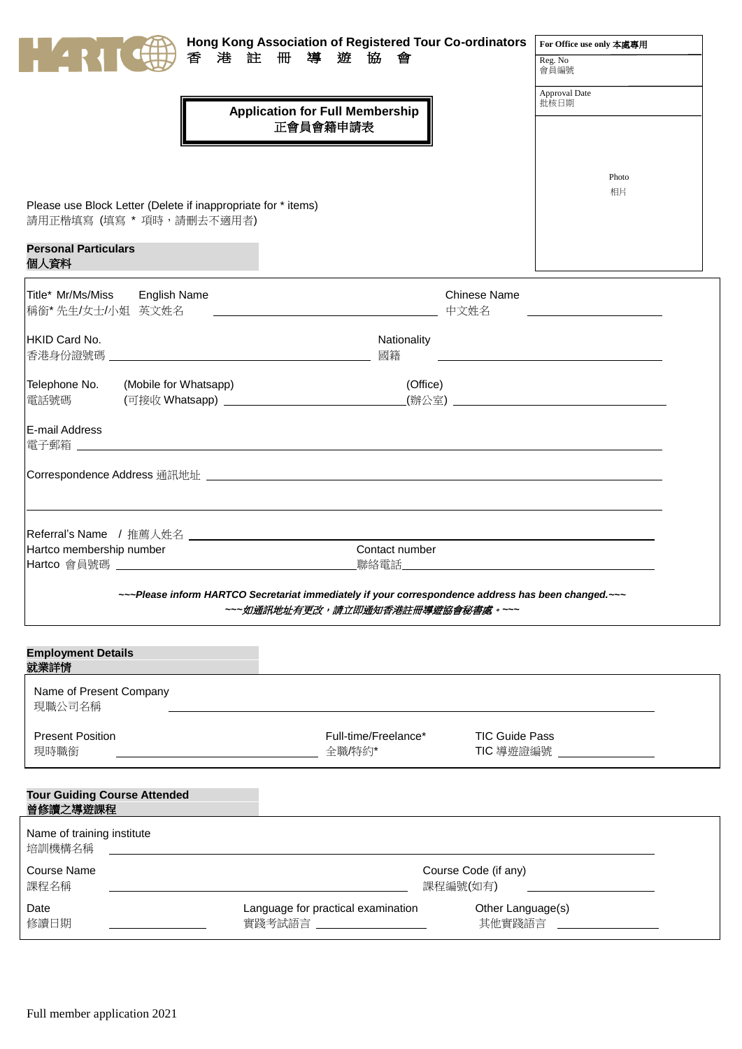**Hong Kong Association of Registered Tour Co-ordinators**
**香 港 註 冊 導 遊 協 會**

| For Office use only 本處專用 |
|---|
| Reg. No 會員編號 |
| Approval Date 批核日期 |

# Application for Full Membership
# 正會員會籍申請表

Photo
相片

Please use Block Letter (Delete if inappropriate for * items)
請用正楷填寫 (填寫 * 項時，請刪去不適用者)

## Personal Particulars
## 個人資料

Title* Mr/Ms/Miss 稱銜* 先生/女士/小姐 English Name 英文姓名 ______________________ Chinese Name 中文姓名 ______________

HKID Card No. 香港身份證號碼 ______________________ Nationality 國籍 ______________

Telephone No. 電話號碼 (Mobile for Whatsapp) (可接收 Whatsapp) ______________ (Office) (辦公室) ______________

E-mail Address 電子郵箱 ______________________________

Correspondence Address 通訊地址 ______________________________

______________________________

Referral's Name / 推薦人姓名 ______________________________
Hartco membership number Hartco 會員號碼 ______________ Contact number 聯絡電話 ______________

***~~~Please inform HARTCO Secretariat immediately if your correspondence address has been changed.~~~***
***~~~如通訊地址有更改，請立即通知香港註冊導遊協會秘書處。~~~***

## Employment Details
## 就業詳情

Name of Present Company 現職公司名稱 ______________________________

Present Position 現時職銜 ______________ Full-time/Freelance* 全職/特約* TIC Guide Pass TIC 導遊證編號 ______________

## Tour Guiding Course Attended
## 曾修讀之導遊課程

Name of training institute 培訓機構名稱 ______________________________

Course Name 課程名稱 ______________ Course Code (if any) 課程編號(如有) ______________

Date 修讀日期 ______________ Language for practical examination 實踐考試語言 ______________ Other Language(s) 其他實踐語言 ______________

Full member application 2021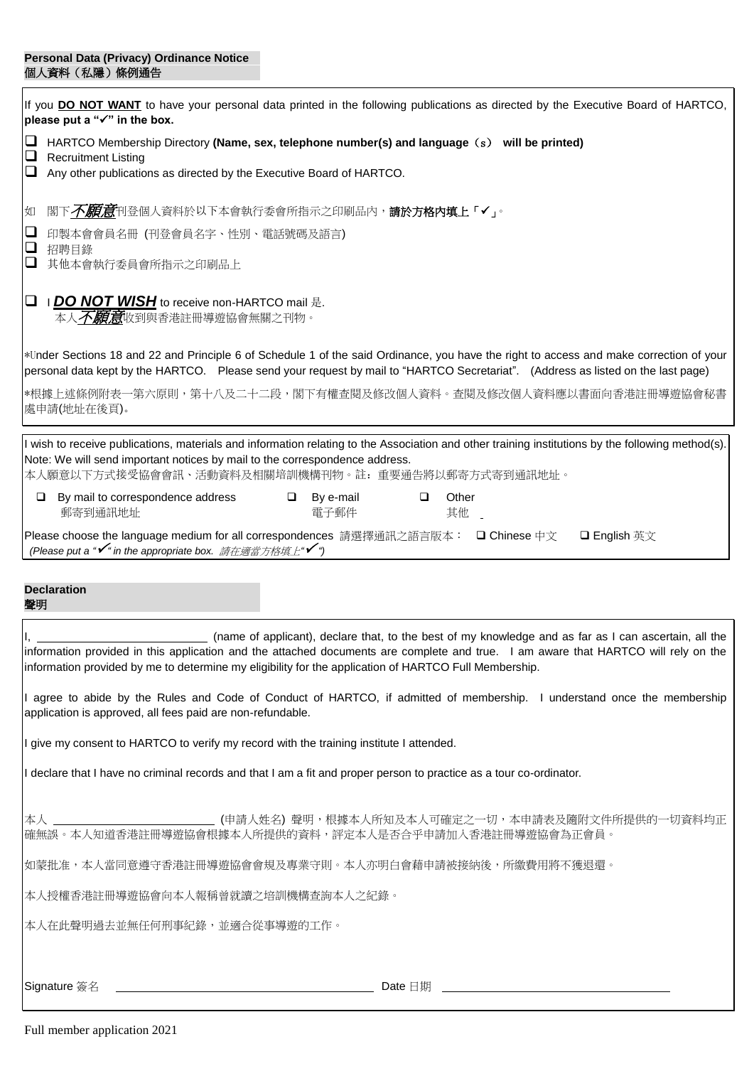## Personal Data (Privacy) Ordinance Notice
## 個人資料（私隱）條例通告

If you **DO NOT WANT** to have your personal data printed in the following publications as directed by the Executive Board of HARTCO, **please put a "✓" in the box.**

- ❑ HARTCO Membership Directory **(Name, sex, telephone number(s) and language（s） will be printed)**
- ❑ Recruitment Listing
- ❑ Any other publications as directed by the Executive Board of HARTCO.

如 閣下***不願意***刊登個人資料於以下本會執行委會所指示之印刷品內，**請於方格內填上「✓」**。

- ❑ 印製本會會員名冊 (刊登會員名字、性別、電話號碼及語言)
- ❑ 招聘目錄
- ❑ 其他本會執行委員會所指示之印刷品上

❑ I ***DO NOT WISH*** to receive non-HARTCO mail 是.
本人***不願意***收到與香港註冊導遊協會無關之刊物。

*Under Sections 18 and 22 and Principle 6 of Schedule 1 of the said Ordinance, you have the right to access and make correction of your personal data kept by the HARTCO. Please send your request by mail to "HARTCO Secretariat". (Address as listed on the last page)

*根據上述條例附表一第六原則，第十八及二十二段，閣下有權查閱及修改個人資料。查閱及修改個人資料應以書面向香港註冊導遊協會秘書處申請(地址在後頁)。

I wish to receive publications, materials and information relating to the Association and other training institutions by the following method(s).
Note: We will send important notices by mail to the correspondence address.
本人願意以下方式接受協會會訊、活動資料及相關培訓機構刊物。註：重要通告將以郵寄方式寄到通訊地址。

❑ By mail to correspondence address 郵寄到通訊地址 ❑ By e-mail 電子郵件 ❑ Other 其他 ____

Please choose the language medium for all correspondences 請選擇通訊之語言版本： ❑ Chinese 中文 ❑ English 英文
*(Please put a "✓" in the appropriate box. 請在適當方格填上"✓")*

## Declaration
## 聲明

I, __________________________ (name of applicant), declare that, to the best of my knowledge and as far as I can ascertain, all the information provided in this application and the attached documents are complete and true. I am aware that HARTCO will rely on the information provided by me to determine my eligibility for the application of HARTCO Full Membership.

I agree to abide by the Rules and Code of Conduct of HARTCO, if admitted of membership. I understand once the membership application is approved, all fees paid are non-refundable.

I give my consent to HARTCO to verify my record with the training institute I attended.

I declare that I have no criminal records and that I am a fit and proper person to practice as a tour co-ordinator.

本人 __________________________ (申請人姓名) 聲明，根據本人所知及本人可確定之一切，本申請表及隨附文件所提供的一切資料均正確無誤。本人知道香港註冊導遊協會根據本人所提供的資料，評定本人是否合乎申請加入香港註冊導遊協會為正會員。

如蒙批准，本人當同意遵守香港註冊導遊協會會規及專業守則。本人亦明白會藉申請被接納後，所繳費用將不獲退還。

本人授權香港註冊導遊協會向本人報稱曾就讀之培訓機構查詢本人之紀錄。

本人在此聲明過去並無任何刑事紀錄，並適合從事導遊的工作。

Signature 簽名 ______________________________ Date 日期 ______________________________

Full member application 2021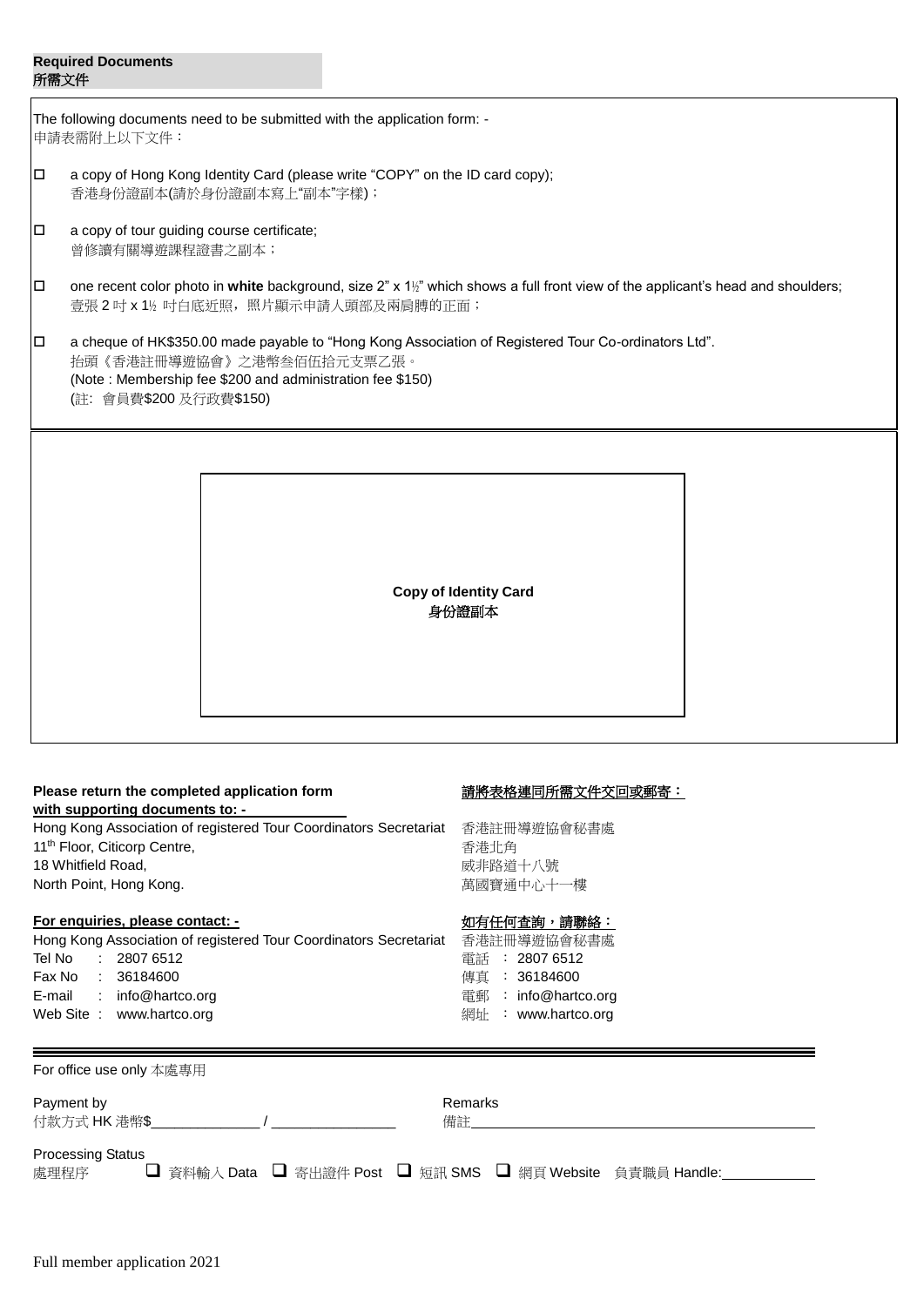**Required Documents**
**所需文件**

The following documents need to be submitted with the application form: -
申請表需附上以下文件：

- ☐ a copy of Hong Kong Identity Card (please write "COPY" on the ID card copy);
  香港身份證副本(請於身份證副本寫上"副本"字樣)；
- ☐ a copy of tour guiding course certificate;
  曾修讀有關導遊課程證書之副本；
- ☐ one recent color photo in **white** background, size 2" x 1½" which shows a full front view of the applicant's head and shoulders;
  壹張 2 吋 x 1½ 吋白底近照，照片顯示申請人頭部及兩肩膊的正面；
- ☐ a cheque of HK$350.00 made payable to "Hong Kong Association of Registered Tour Co-ordinators Ltd".
  抬頭《香港註冊導遊協會》之港幣叁佰伍拾元支票乙張。
  (Note : Membership fee $200 and administration fee $150)
  (註: 會員費$200 及行政費$150)

**Copy of Identity Card**
**身份證副本**

**Please return the completed application form with supporting documents to: -**

Hong Kong Association of registered Tour Coordinators Secretariat
11th Floor, Citicorp Centre,
18 Whitfield Road,
North Point, Hong Kong.

**請將表格連同所需文件交回或郵寄：**

香港註冊導遊協會秘書處
香港北角
威非路道十八號
萬國寶通中心十一樓

**For enquiries, please contact: -**

Hong Kong Association of registered Tour Coordinators Secretariat
Tel No : 2807 6512
Fax No : 36184600
E-mail : info@hartco.org
Web Site : www.hartco.org

**如有任何查詢，請聯絡：**

香港註冊導遊協會秘書處
電話 : 2807 6512
傳真 : 36184600
電郵 : info@hartco.org
網址 : www.hartco.org

---

For office use only 本處專用

Payment by
付款方式 HK 港幣$______________ / ________________

Remarks
備註______________________________________________

Processing Status
處理程序 ❑ 資料輸入 Data ❑ 寄出證件 Post ❑ 短訊 SMS ❑ 網頁 Website 負責職員 Handle:____________

Full member application 2021